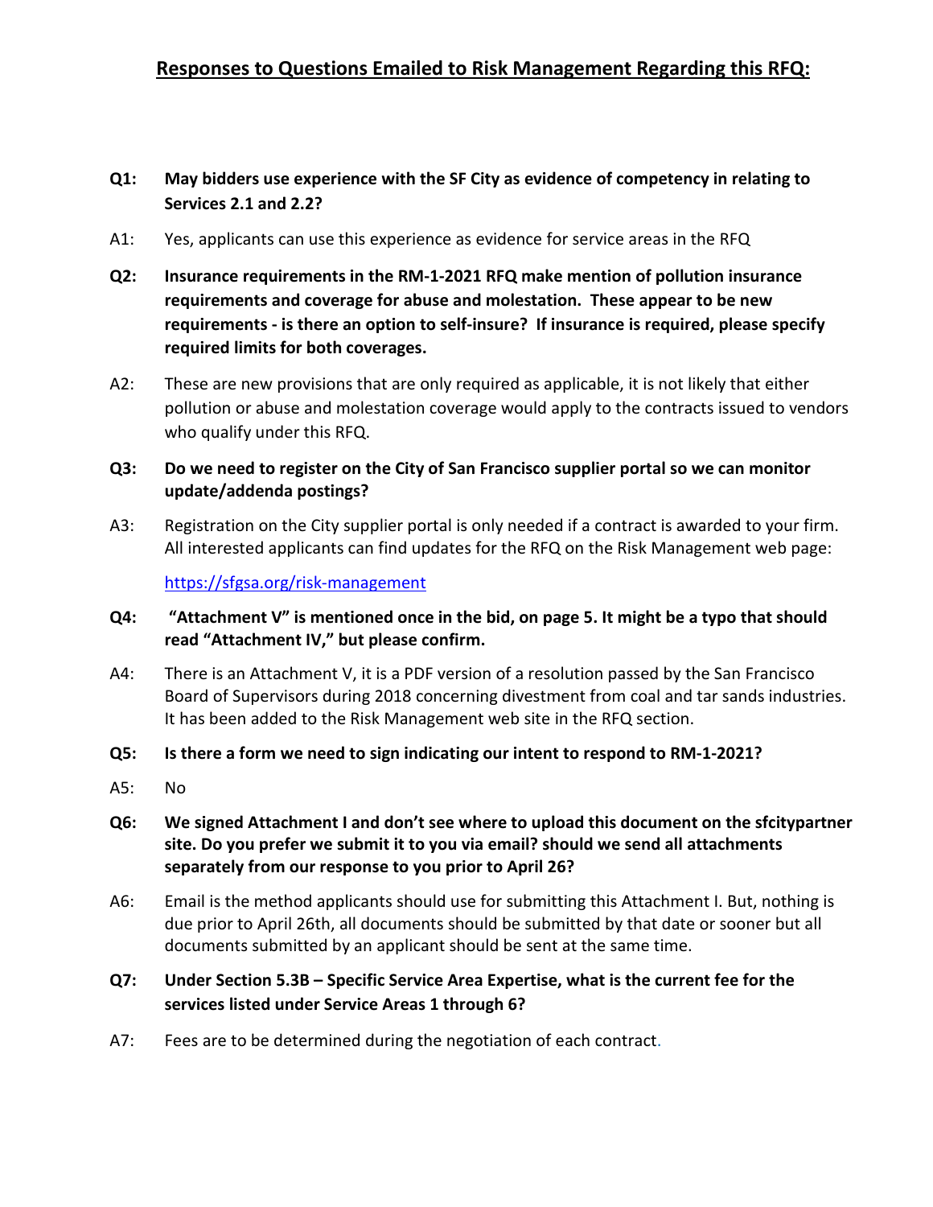# Responses to Questions Emailed to Risk Management Regarding this RFQ:

**Q1: May bidders use experience with the SF City as evidence of competency in relating to Services 2.1 and 2.2?**

A1: Yes, applicants can use this experience as evidence for service areas in the RFQ

**Q2: Insurance requirements in the RM-1-2021 RFQ make mention of pollution insurance requirements and coverage for abuse and molestation. These appear to be new requirements - is there an option to self-insure? If insurance is required, please specify required limits for both coverages.**

A2: These are new provisions that are only required as applicable, it is not likely that either pollution or abuse and molestation coverage would apply to the contracts issued to vendors who qualify under this RFQ.

**Q3: Do we need to register on the City of San Francisco supplier portal so we can monitor update/addenda postings?**

A3: Registration on the City supplier portal is only needed if a contract is awarded to your firm. All interested applicants can find updates for the RFQ on the Risk Management web page:

[https://sfgsa.org/risk-management](https://sfgsa.org/risk-management)

**Q4: "Attachment V" is mentioned once in the bid, on page 5. It might be a typo that should read "Attachment IV," but please confirm.**

A4: There is an Attachment V, it is a PDF version of a resolution passed by the San Francisco Board of Supervisors during 2018 concerning divestment from coal and tar sands industries. It has been added to the Risk Management web site in the RFQ section.

**Q5: Is there a form we need to sign indicating our intent to respond to RM-1-2021?**

A5: No

**Q6: We signed Attachment I and don't see where to upload this document on the sfcitypartner site. Do you prefer we submit it to you via email? should we send all attachments separately from our response to you prior to April 26?**

A6: Email is the method applicants should use for submitting this Attachment I. But, nothing is due prior to April 26th, all documents should be submitted by that date or sooner but all documents submitted by an applicant should be sent at the same time.

**Q7: Under Section 5.3B – Specific Service Area Expertise, what is the current fee for the services listed under Service Areas 1 through 6?**

A7: Fees are to be determined during the negotiation of each contract.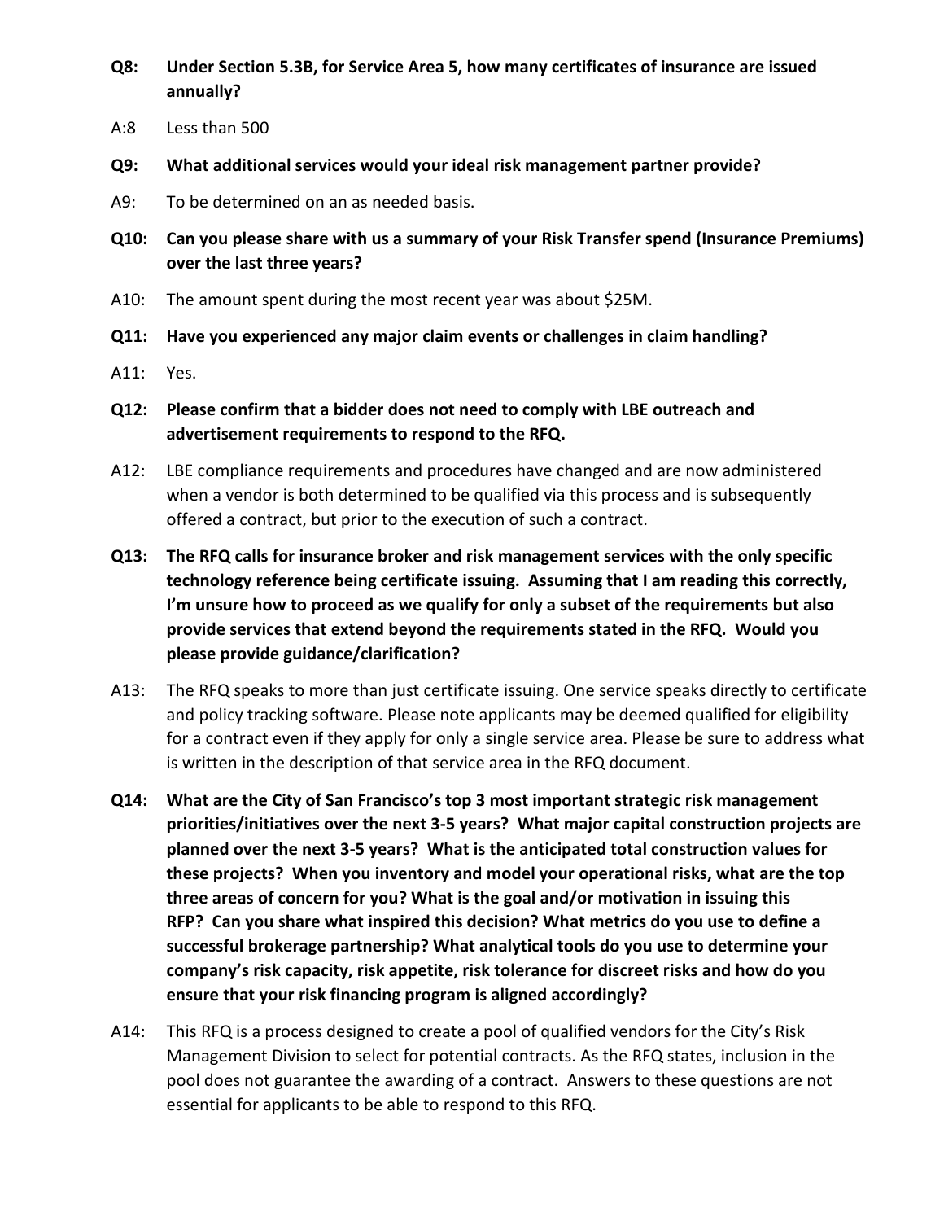**Q8: Under Section 5.3B, for Service Area 5, how many certificates of insurance are issued annually?**

A:8 Less than 500

**Q9: What additional services would your ideal risk management partner provide?**

A9: To be determined on an as needed basis.

**Q10: Can you please share with us a summary of your Risk Transfer spend (Insurance Premiums) over the last three years?**

A10: The amount spent during the most recent year was about $25M.

**Q11: Have you experienced any major claim events or challenges in claim handling?**

A11: Yes.

**Q12: Please confirm that a bidder does not need to comply with LBE outreach and advertisement requirements to respond to the RFQ.**

A12: LBE compliance requirements and procedures have changed and are now administered when a vendor is both determined to be qualified via this process and is subsequently offered a contract, but prior to the execution of such a contract.

**Q13: The RFQ calls for insurance broker and risk management services with the only specific technology reference being certificate issuing. Assuming that I am reading this correctly, I'm unsure how to proceed as we qualify for only a subset of the requirements but also provide services that extend beyond the requirements stated in the RFQ. Would you please provide guidance/clarification?**

A13: The RFQ speaks to more than just certificate issuing. One service speaks directly to certificate and policy tracking software. Please note applicants may be deemed qualified for eligibility for a contract even if they apply for only a single service area. Please be sure to address what is written in the description of that service area in the RFQ document.

**Q14: What are the City of San Francisco's top 3 most important strategic risk management priorities/initiatives over the next 3-5 years? What major capital construction projects are planned over the next 3-5 years? What is the anticipated total construction values for these projects? When you inventory and model your operational risks, what are the top three areas of concern for you? What is the goal and/or motivation in issuing this RFP? Can you share what inspired this decision? What metrics do you use to define a successful brokerage partnership? What analytical tools do you use to determine your company's risk capacity, risk appetite, risk tolerance for discreet risks and how do you ensure that your risk financing program is aligned accordingly?**

A14: This RFQ is a process designed to create a pool of qualified vendors for the City's Risk Management Division to select for potential contracts. As the RFQ states, inclusion in the pool does not guarantee the awarding of a contract. Answers to these questions are not essential for applicants to be able to respond to this RFQ.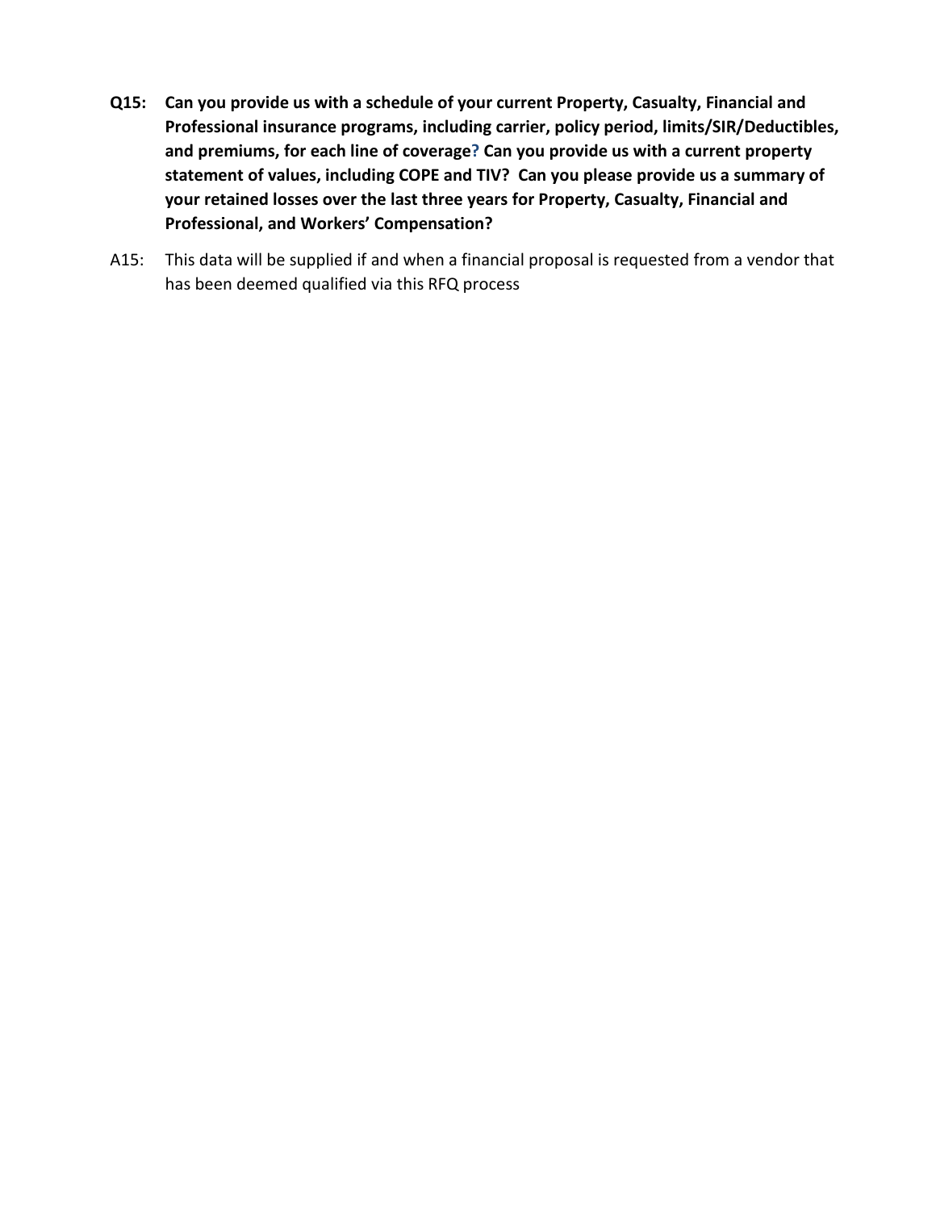**Q15: Can you provide us with a schedule of your current Property, Casualty, Financial and Professional insurance programs, including carrier, policy period, limits/SIR/Deductibles, and premiums, for each line of coverage? Can you provide us with a current property statement of values, including COPE and TIV? Can you please provide us a summary of your retained losses over the last three years for Property, Casualty, Financial and Professional, and Workers' Compensation?**

A15: This data will be supplied if and when a financial proposal is requested from a vendor that has been deemed qualified via this RFQ process